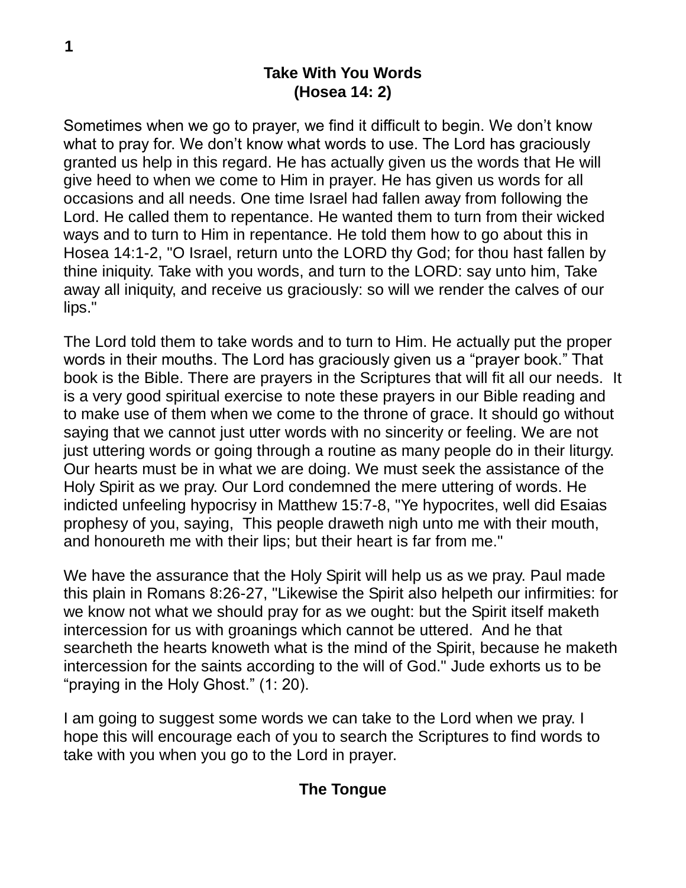# Take With You Words
## (Hosea 14: 2)

Sometimes when we go to prayer, we find it difficult to begin. We don't know what to pray for. We don't know what words to use. The Lord has graciously granted us help in this regard. He has actually given us the words that He will give heed to when we come to Him in prayer. He has given us words for all occasions and all needs. One time Israel had fallen away from following the Lord. He called them to repentance. He wanted them to turn from their wicked ways and to turn to Him in repentance. He told them how to go about this in Hosea 14:1-2, "O Israel, return unto the LORD thy God; for thou hast fallen by thine iniquity. Take with you words, and turn to the LORD: say unto him, Take away all iniquity, and receive us graciously: so will we render the calves of our lips."

The Lord told them to take words and to turn to Him. He actually put the proper words in their mouths. The Lord has graciously given us a "prayer book." That book is the Bible. There are prayers in the Scriptures that will fit all our needs. It is a very good spiritual exercise to note these prayers in our Bible reading and to make use of them when we come to the throne of grace. It should go without saying that we cannot just utter words with no sincerity or feeling. We are not just uttering words or going through a routine as many people do in their liturgy. Our hearts must be in what we are doing. We must seek the assistance of the Holy Spirit as we pray. Our Lord condemned the mere uttering of words. He indicted unfeeling hypocrisy in Matthew 15:7-8, "Ye hypocrites, well did Esaias prophesy of you, saying, This people draweth nigh unto me with their mouth, and honoureth me with their lips; but their heart is far from me."

We have the assurance that the Holy Spirit will help us as we pray. Paul made this plain in Romans 8:26-27, "Likewise the Spirit also helpeth our infirmities: for we know not what we should pray for as we ought: but the Spirit itself maketh intercession for us with groanings which cannot be uttered. And he that searcheth the hearts knoweth what is the mind of the Spirit, because he maketh intercession for the saints according to the will of God." Jude exhorts us to be "praying in the Holy Ghost." (1: 20).

I am going to suggest some words we can take to the Lord when we pray. I hope this will encourage each of you to search the Scriptures to find words to take with you when you go to the Lord in prayer.

### The Tongue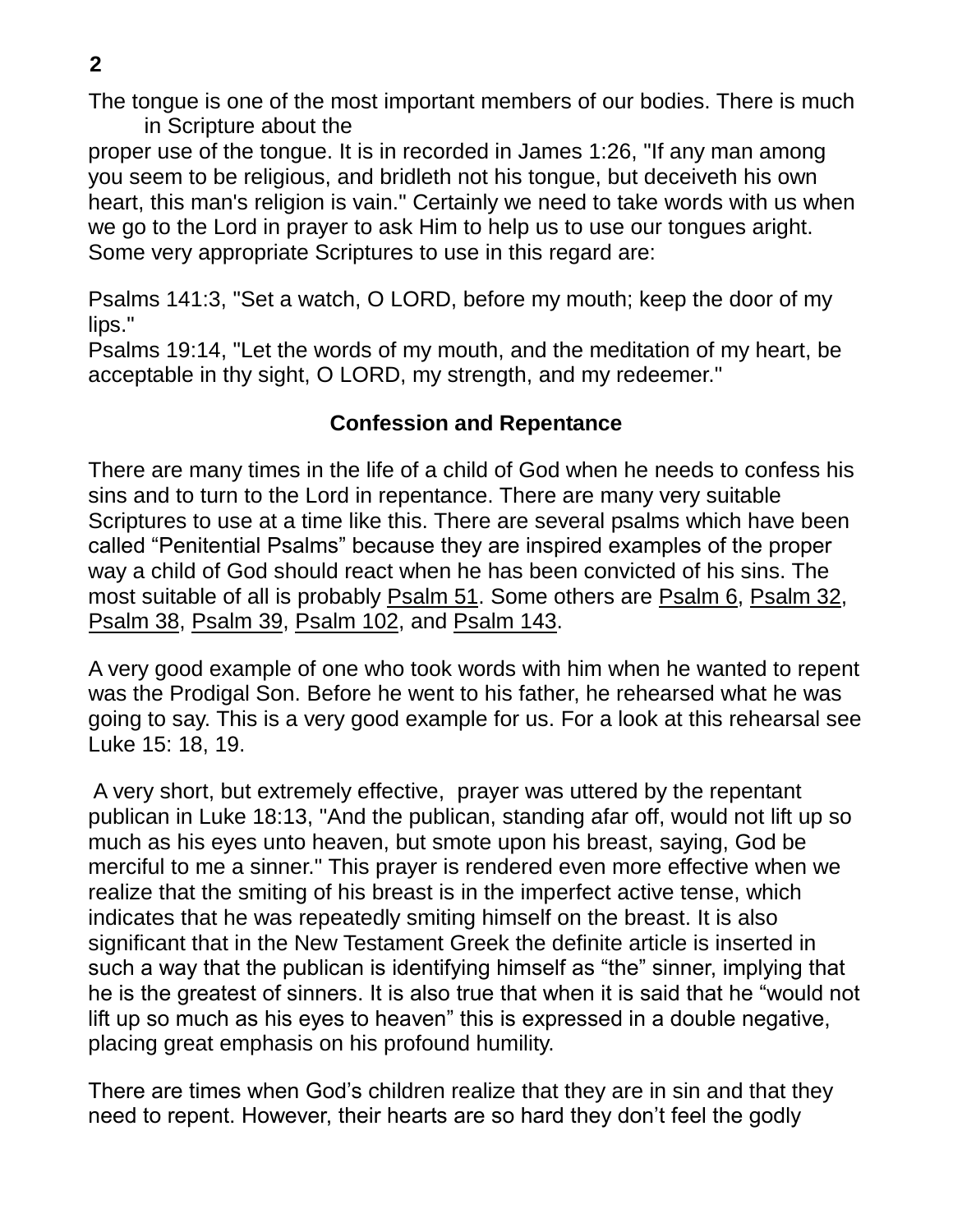The tongue is one of the most important members of our bodies. There is much in Scripture about the proper use of the tongue. It is in recorded in James 1:26, "If any man among you seem to be religious, and bridleth not his tongue, but deceiveth his own heart, this man's religion is vain." Certainly we need to take words with us when we go to the Lord in prayer to ask Him to help us to use our tongues aright. Some very appropriate Scriptures to use in this regard are:

Psalms 141:3, "Set a watch, O LORD, before my mouth; keep the door of my lips."
Psalms 19:14, "Let the words of my mouth, and the meditation of my heart, be acceptable in thy sight, O LORD, my strength, and my redeemer."

**Confession and Repentance**

There are many times in the life of a child of God when he needs to confess his sins and to turn to the Lord in repentance. There are many very suitable Scriptures to use at a time like this. There are several psalms which have been called “Penitential Psalms” because they are inspired examples of the proper way a child of God should react when he has been convicted of his sins. The most suitable of all is probably Psalm 51. Some others are Psalm 6, Psalm 32, Psalm 38, Psalm 39, Psalm 102, and Psalm 143.

A very good example of one who took words with him when he wanted to repent was the Prodigal Son. Before he went to his father, he rehearsed what he was going to say. This is a very good example for us. For a look at this rehearsal see Luke 15: 18, 19.

A very short, but extremely effective, prayer was uttered by the repentant publican in Luke 18:13, "And the publican, standing afar off, would not lift up so much as his eyes unto heaven, but smote upon his breast, saying, God be merciful to me a sinner." This prayer is rendered even more effective when we realize that the smiting of his breast is in the imperfect active tense, which indicates that he was repeatedly smiting himself on the breast. It is also significant that in the New Testament Greek the definite article is inserted in such a way that the publican is identifying himself as “the” sinner, implying that he is the greatest of sinners. It is also true that when it is said that he “would not lift up so much as his eyes to heaven” this is expressed in a double negative, placing great emphasis on his profound humility.

There are times when God’s children realize that they are in sin and that they need to repent. However, their hearts are so hard they don’t feel the godly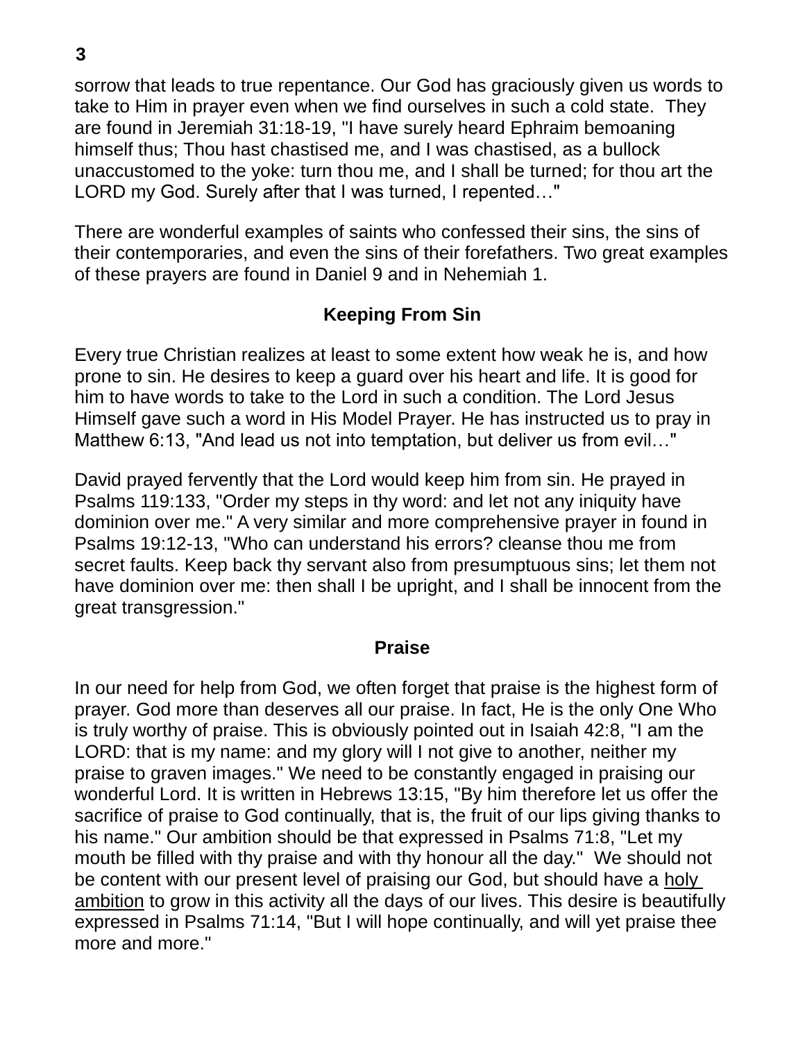sorrow that leads to true repentance. Our God has graciously given us words to take to Him in prayer even when we find ourselves in such a cold state. They are found in Jeremiah 31:18-19, "I have surely heard Ephraim bemoaning himself thus; Thou hast chastised me, and I was chastised, as a bullock unaccustomed to the yoke: turn thou me, and I shall be turned; for thou art the LORD my God. Surely after that I was turned, I repented…"

There are wonderful examples of saints who confessed their sins, the sins of their contemporaries, and even the sins of their forefathers. Two great examples of these prayers are found in Daniel 9 and in Nehemiah 1.

## Keeping From Sin

Every true Christian realizes at least to some extent how weak he is, and how prone to sin. He desires to keep a guard over his heart and life. It is good for him to have words to take to the Lord in such a condition. The Lord Jesus Himself gave such a word in His Model Prayer. He has instructed us to pray in Matthew 6:13, "And lead us not into temptation, but deliver us from evil…"

David prayed fervently that the Lord would keep him from sin. He prayed in Psalms 119:133, "Order my steps in thy word: and let not any iniquity have dominion over me." A very similar and more comprehensive prayer in found in Psalms 19:12-13, "Who can understand his errors? cleanse thou me from secret faults. Keep back thy servant also from presumptuous sins; let them not have dominion over me: then shall I be upright, and I shall be innocent from the great transgression."

## Praise

In our need for help from God, we often forget that praise is the highest form of prayer. God more than deserves all our praise. In fact, He is the only One Who is truly worthy of praise. This is obviously pointed out in Isaiah 42:8, "I am the LORD: that is my name: and my glory will I not give to another, neither my praise to graven images." We need to be constantly engaged in praising our wonderful Lord. It is written in Hebrews 13:15, "By him therefore let us offer the sacrifice of praise to God continually, that is, the fruit of our lips giving thanks to his name." Our ambition should be that expressed in Psalms 71:8, "Let my mouth be filled with thy praise and with thy honour all the day." We should not be content with our present level of praising our God, but should have a <u>holy ambition</u> to grow in this activity all the days of our lives. This desire is beautifully expressed in Psalms 71:14, "But I will hope continually, and will yet praise thee more and more."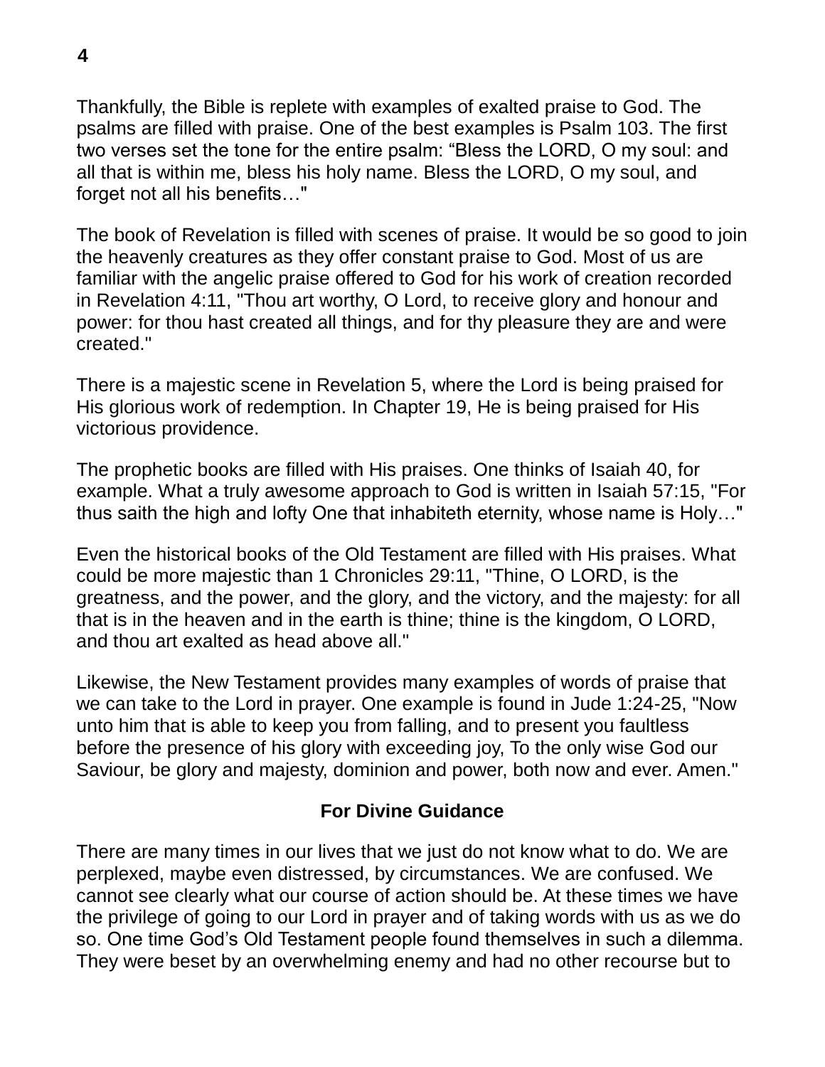Thankfully, the Bible is replete with examples of exalted praise to God. The psalms are filled with praise. One of the best examples is Psalm 103. The first two verses set the tone for the entire psalm: “Bless the LORD, O my soul: and all that is within me, bless his holy name. Bless the LORD, O my soul, and forget not all his benefits…"

The book of Revelation is filled with scenes of praise. It would be so good to join the heavenly creatures as they offer constant praise to God. Most of us are familiar with the angelic praise offered to God for his work of creation recorded in Revelation 4:11, "Thou art worthy, O Lord, to receive glory and honour and power: for thou hast created all things, and for thy pleasure they are and were created."

There is a majestic scene in Revelation 5, where the Lord is being praised for His glorious work of redemption. In Chapter 19, He is being praised for His victorious providence.

The prophetic books are filled with His praises. One thinks of Isaiah 40, for example. What a truly awesome approach to God is written in Isaiah 57:15, "For thus saith the high and lofty One that inhabiteth eternity, whose name is Holy…"

Even the historical books of the Old Testament are filled with His praises. What could be more majestic than 1 Chronicles 29:11, "Thine, O LORD, is the greatness, and the power, and the glory, and the victory, and the majesty: for all that is in the heaven and in the earth is thine; thine is the kingdom, O LORD, and thou art exalted as head above all."

Likewise, the New Testament provides many examples of words of praise that we can take to the Lord in prayer. One example is found in Jude 1:24-25, "Now unto him that is able to keep you from falling, and to present you faultless before the presence of his glory with exceeding joy, To the only wise God our Saviour, be glory and majesty, dominion and power, both now and ever. Amen."

### For Divine Guidance

There are many times in our lives that we just do not know what to do. We are perplexed, maybe even distressed, by circumstances. We are confused. We cannot see clearly what our course of action should be. At these times we have the privilege of going to our Lord in prayer and of taking words with us as we do so. One time God’s Old Testament people found themselves in such a dilemma. They were beset by an overwhelming enemy and had no other recourse but to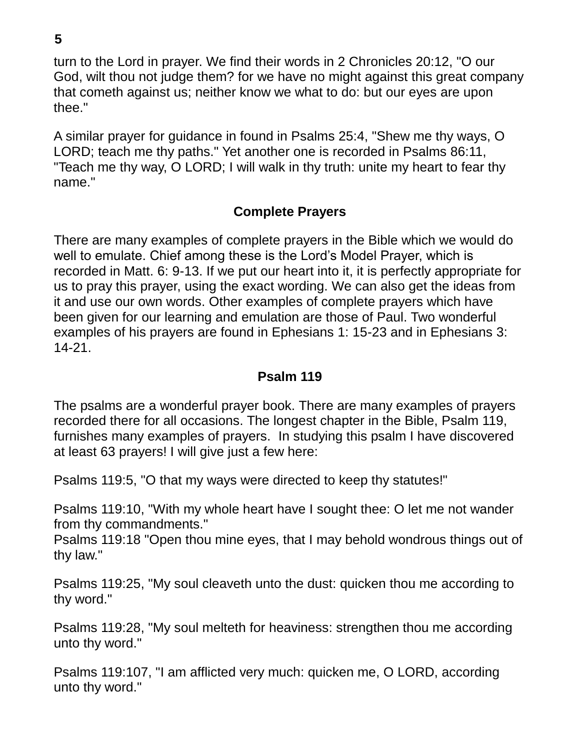turn to the Lord in prayer. We find their words in 2 Chronicles 20:12, "O our God, wilt thou not judge them? for we have no might against this great company that cometh against us; neither know we what to do: but our eyes are upon thee."

A similar prayer for guidance in found in Psalms 25:4, "Shew me thy ways, O LORD; teach me thy paths." Yet another one is recorded in Psalms 86:11, "Teach me thy way, O LORD; I will walk in thy truth: unite my heart to fear thy name."

## Complete Prayers

There are many examples of complete prayers in the Bible which we would do well to emulate. Chief among these is the Lord's Model Prayer, which is recorded in Matt. 6: 9-13. If we put our heart into it, it is perfectly appropriate for us to pray this prayer, using the exact wording. We can also get the ideas from it and use our own words. Other examples of complete prayers which have been given for our learning and emulation are those of Paul. Two wonderful examples of his prayers are found in Ephesians 1: 15-23 and in Ephesians 3: 14-21.

## Psalm 119

The psalms are a wonderful prayer book. There are many examples of prayers recorded there for all occasions. The longest chapter in the Bible, Psalm 119, furnishes many examples of prayers. In studying this psalm I have discovered at least 63 prayers! I will give just a few here:

Psalms 119:5, "O that my ways were directed to keep thy statutes!"

Psalms 119:10, "With my whole heart have I sought thee: O let me not wander from thy commandments."
Psalms 119:18 "Open thou mine eyes, that I may behold wondrous things out of thy law."

Psalms 119:25, "My soul cleaveth unto the dust: quicken thou me according to thy word."

Psalms 119:28, "My soul melteth for heaviness: strengthen thou me according unto thy word."

Psalms 119:107, "I am afflicted very much: quicken me, O LORD, according unto thy word."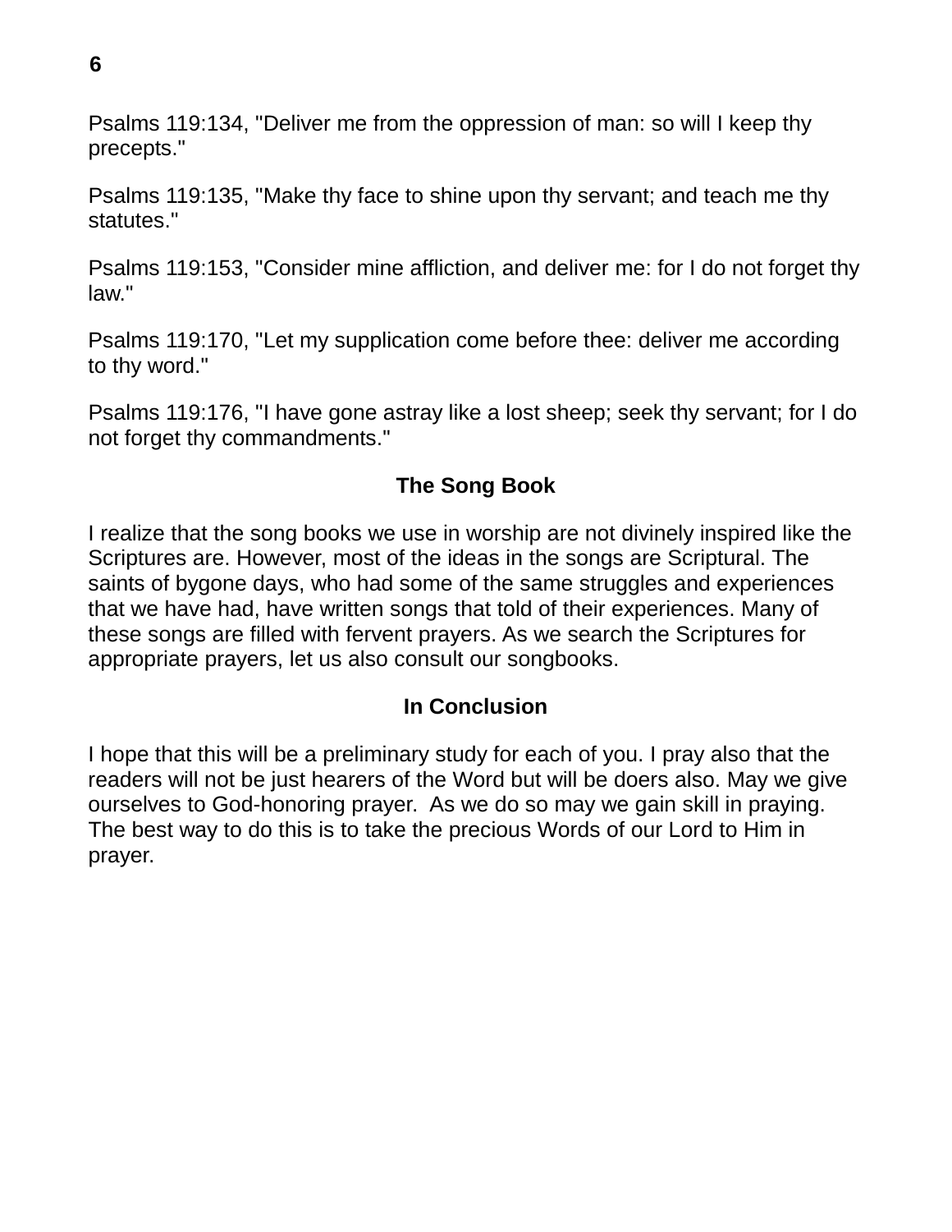Psalms 119:134, "Deliver me from the oppression of man: so will I keep thy precepts."

Psalms 119:135, "Make thy face to shine upon thy servant; and teach me thy statutes."

Psalms 119:153, "Consider mine affliction, and deliver me: for I do not forget thy law."

Psalms 119:170, "Let my supplication come before thee: deliver me according to thy word."

Psalms 119:176, "I have gone astray like a lost sheep; seek thy servant; for I do not forget thy commandments."

## The Song Book

I realize that the song books we use in worship are not divinely inspired like the Scriptures are. However, most of the ideas in the songs are Scriptural. The saints of bygone days, who had some of the same struggles and experiences that we have had, have written songs that told of their experiences. Many of these songs are filled with fervent prayers. As we search the Scriptures for appropriate prayers, let us also consult our songbooks.

## In Conclusion

I hope that this will be a preliminary study for each of you. I pray also that the readers will not be just hearers of the Word but will be doers also. May we give ourselves to God-honoring prayer. As we do so may we gain skill in praying. The best way to do this is to take the precious Words of our Lord to Him in prayer.